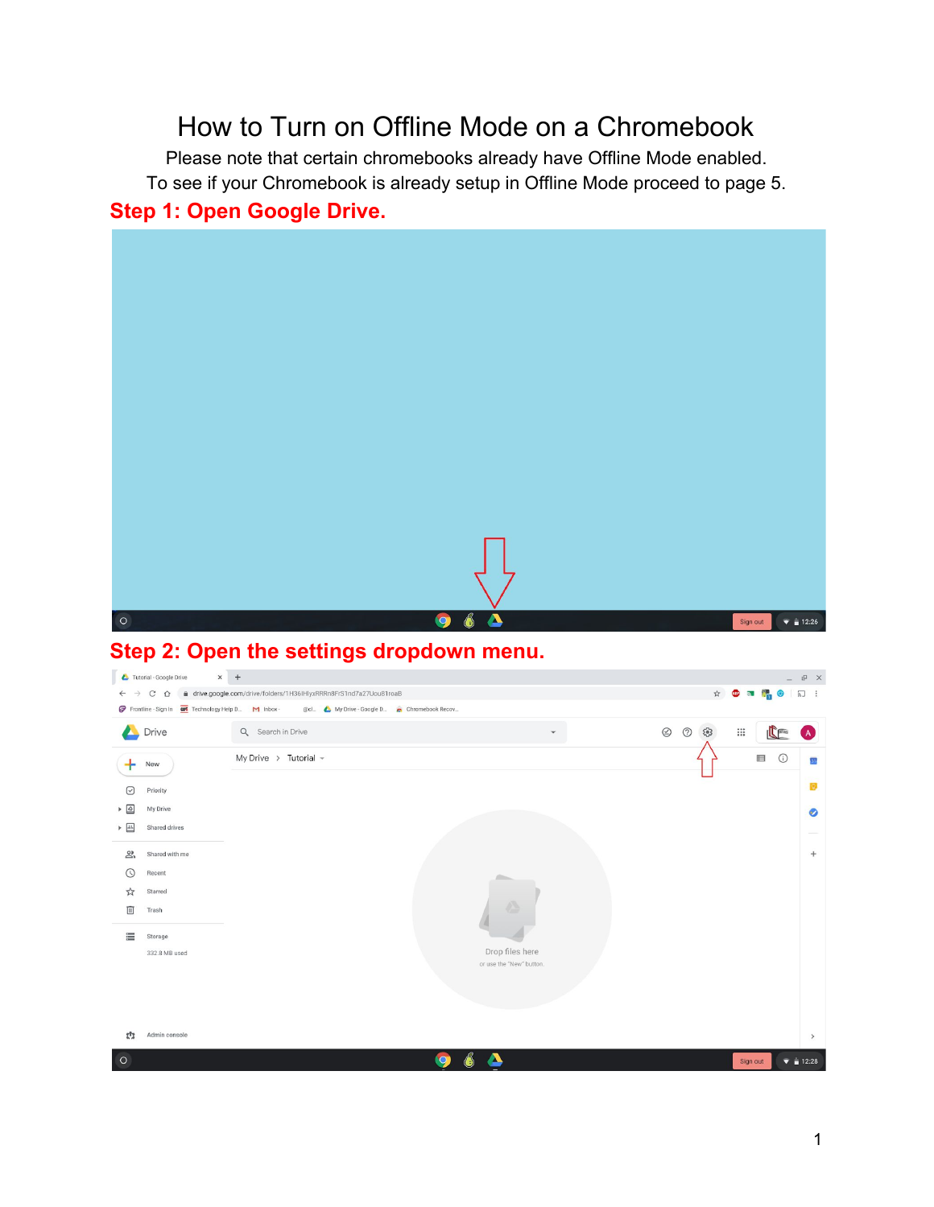# How to Turn on Offline Mode on a Chromebook

Please note that certain chromebooks already have Offline Mode enabled.
To see if your Chromebook is already setup in Offline Mode proceed to page 5.

## Step 1: Open Google Drive.

## Step 2: Open the settings dropdown menu.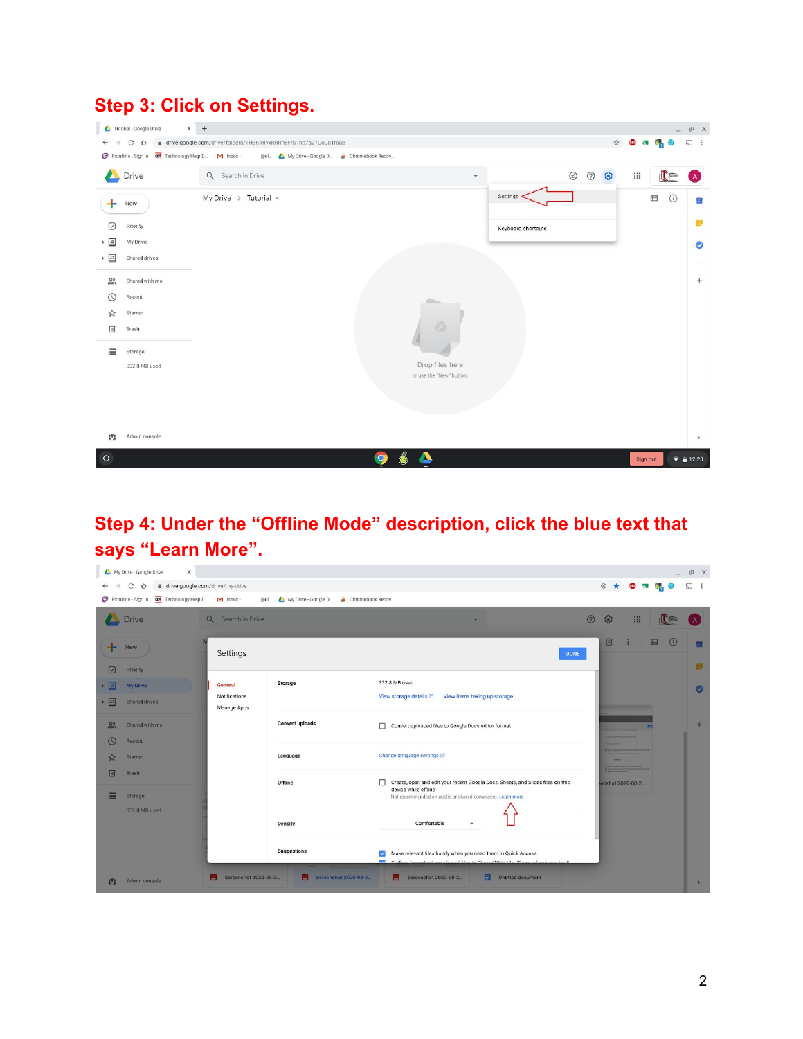## Step 3: Click on Settings.

## Step 4: Under the “Offline Mode” description, click the blue text that says “Learn More”.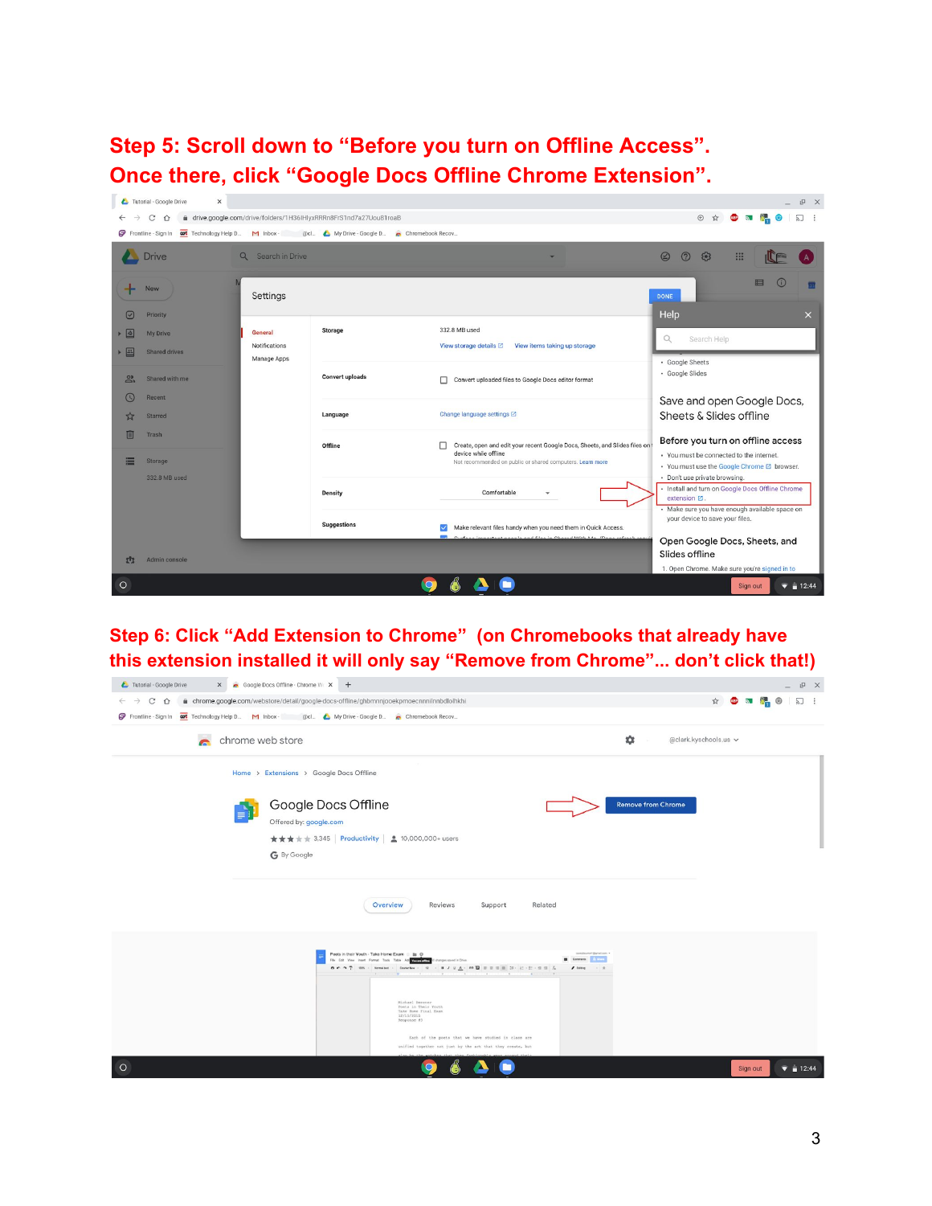**Step 5: Scroll down to "Before you turn on Offline Access". Once there, click "Google Docs Offline Chrome Extension".**

**Step 6: Click "Add Extension to Chrome" (on Chromebooks that already have this extension installed it will only say "Remove from Chrome"... don't click that!)**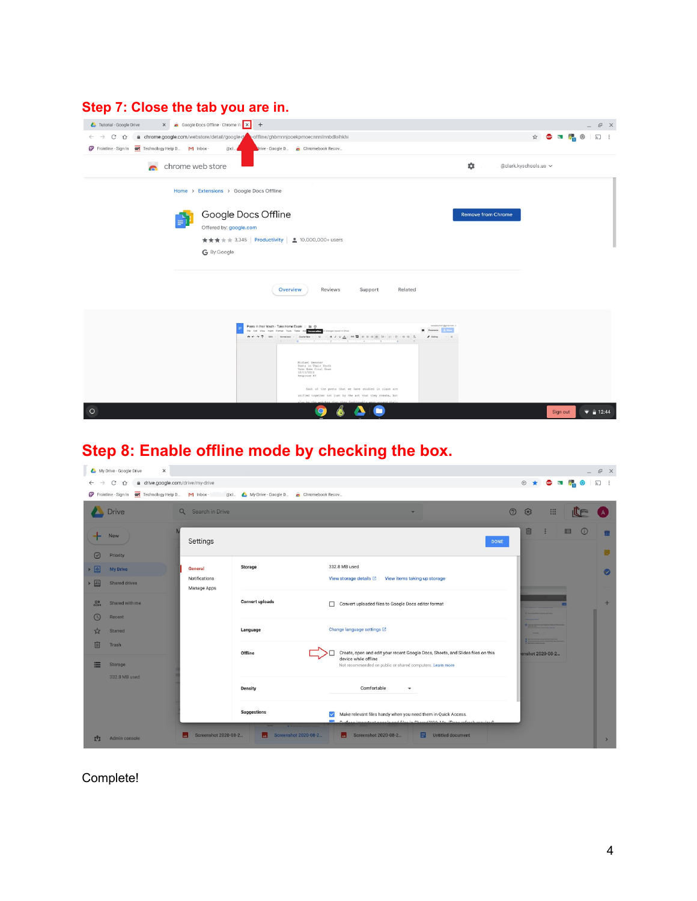## Step 7: Close the tab you are in.

## Step 8: Enable offline mode by checking the box.

Complete!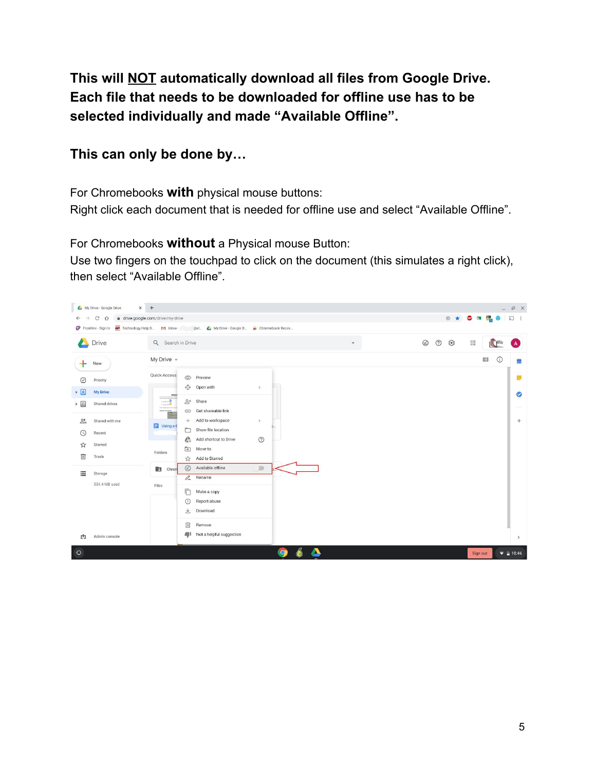**This will <u>NOT</u> automatically download all files from Google Drive. Each file that needs to be downloaded for offline use has to be selected individually and made "Available Offline".**

**This can only be done by…**

For Chromebooks **with** physical mouse buttons:
Right click each document that is needed for offline use and select "Available Offline".

For Chromebooks **without** a Physical mouse Button:
Use two fingers on the touchpad to click on the document (this simulates a right click), then select "Available Offline".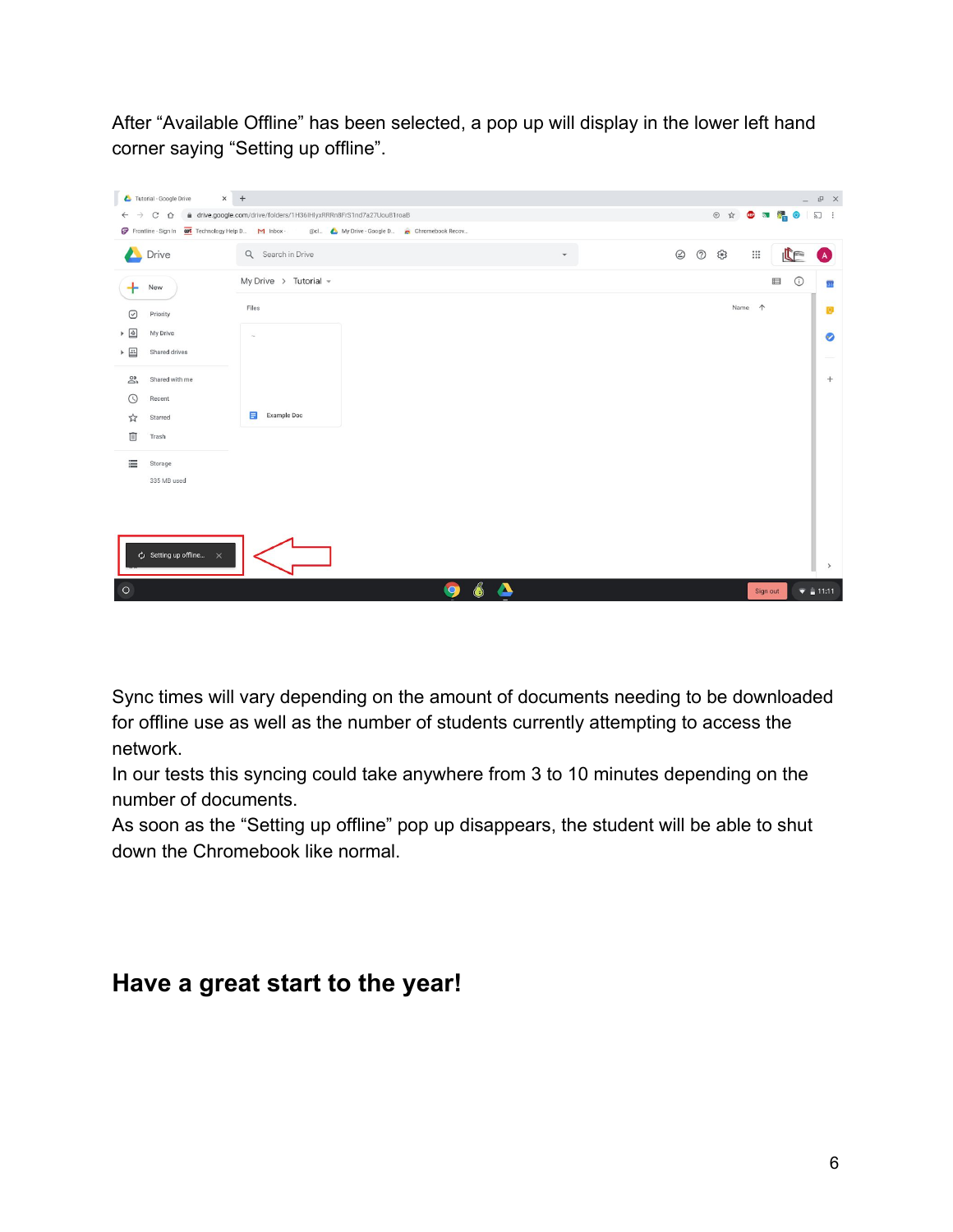After “Available Offline” has been selected, a pop up will display in the lower left hand corner saying “Setting up offline”.

Sync times will vary depending on the amount of documents needing to be downloaded for offline use as well as the number of students currently attempting to access the network.
In our tests this syncing could take anywhere from 3 to 10 minutes depending on the number of documents.
As soon as the “Setting up offline” pop up disappears, the student will be able to shut down the Chromebook like normal.

## Have a great start to the year!